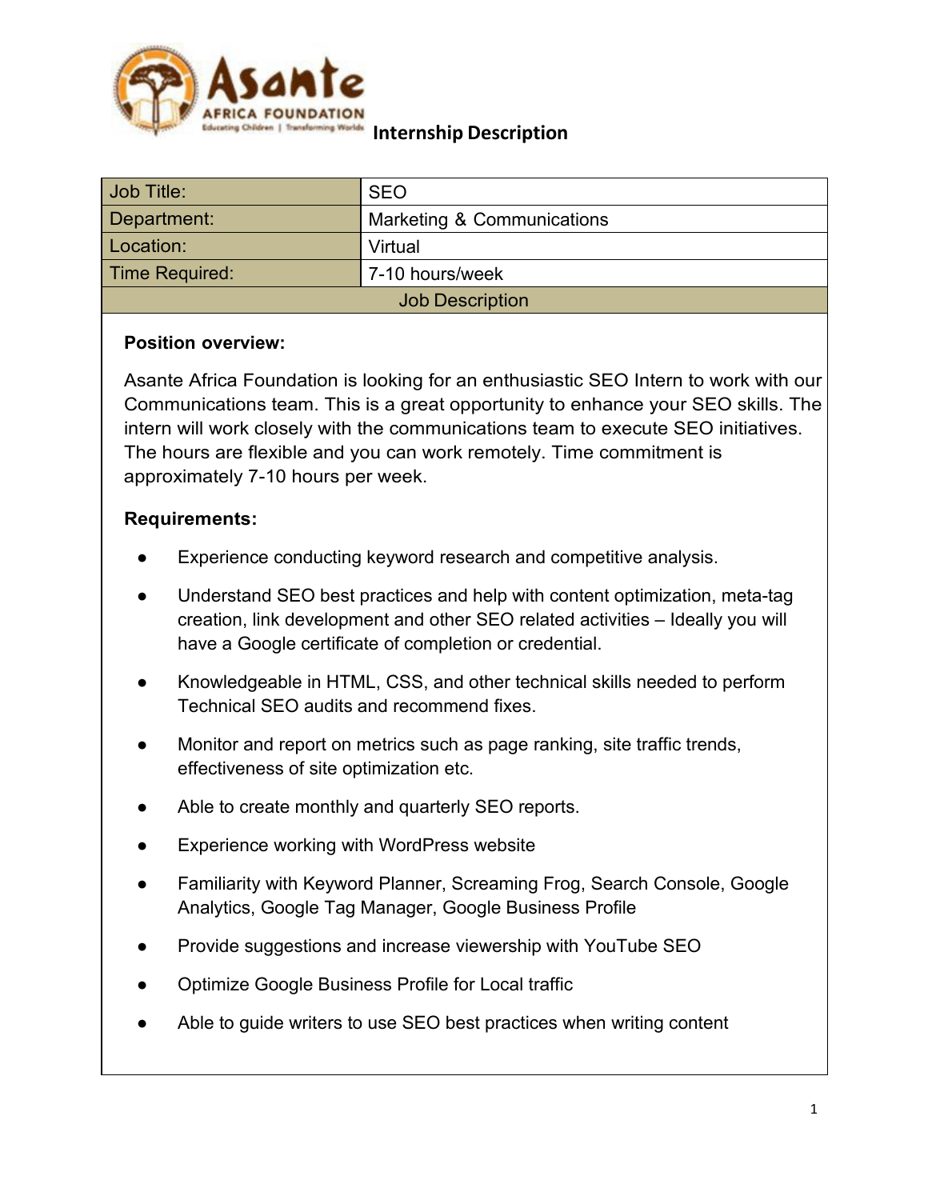Asante Africa Foundation
Educating Children | Transforming Worlds

# Internship Description

| Job Title: | SEO |
|---|---|
| Department: | Marketing & Communications |
| Location: | Virtual |
| Time Required: | 7-10 hours/week |
| Job Description | |

**Position overview:**

Asante Africa Foundation is looking for an enthusiastic SEO Intern to work with our Communications team. This is a great opportunity to enhance your SEO skills. The intern will work closely with the communications team to execute SEO initiatives. The hours are flexible and you can work remotely. Time commitment is approximately 7-10 hours per week.

**Requirements:**

- Experience conducting keyword research and competitive analysis.
- Understand SEO best practices and help with content optimization, meta-tag creation, link development and other SEO related activities – Ideally you will have a Google certificate of completion or credential.
- Knowledgeable in HTML, CSS, and other technical skills needed to perform Technical SEO audits and recommend fixes.
- Monitor and report on metrics such as page ranking, site traffic trends, effectiveness of site optimization etc.
- Able to create monthly and quarterly SEO reports.
- Experience working with WordPress website
- Familiarity with Keyword Planner, Screaming Frog, Search Console, Google Analytics, Google Tag Manager, Google Business Profile
- Provide suggestions and increase viewership with YouTube SEO
- Optimize Google Business Profile for Local traffic
- Able to guide writers to use SEO best practices when writing content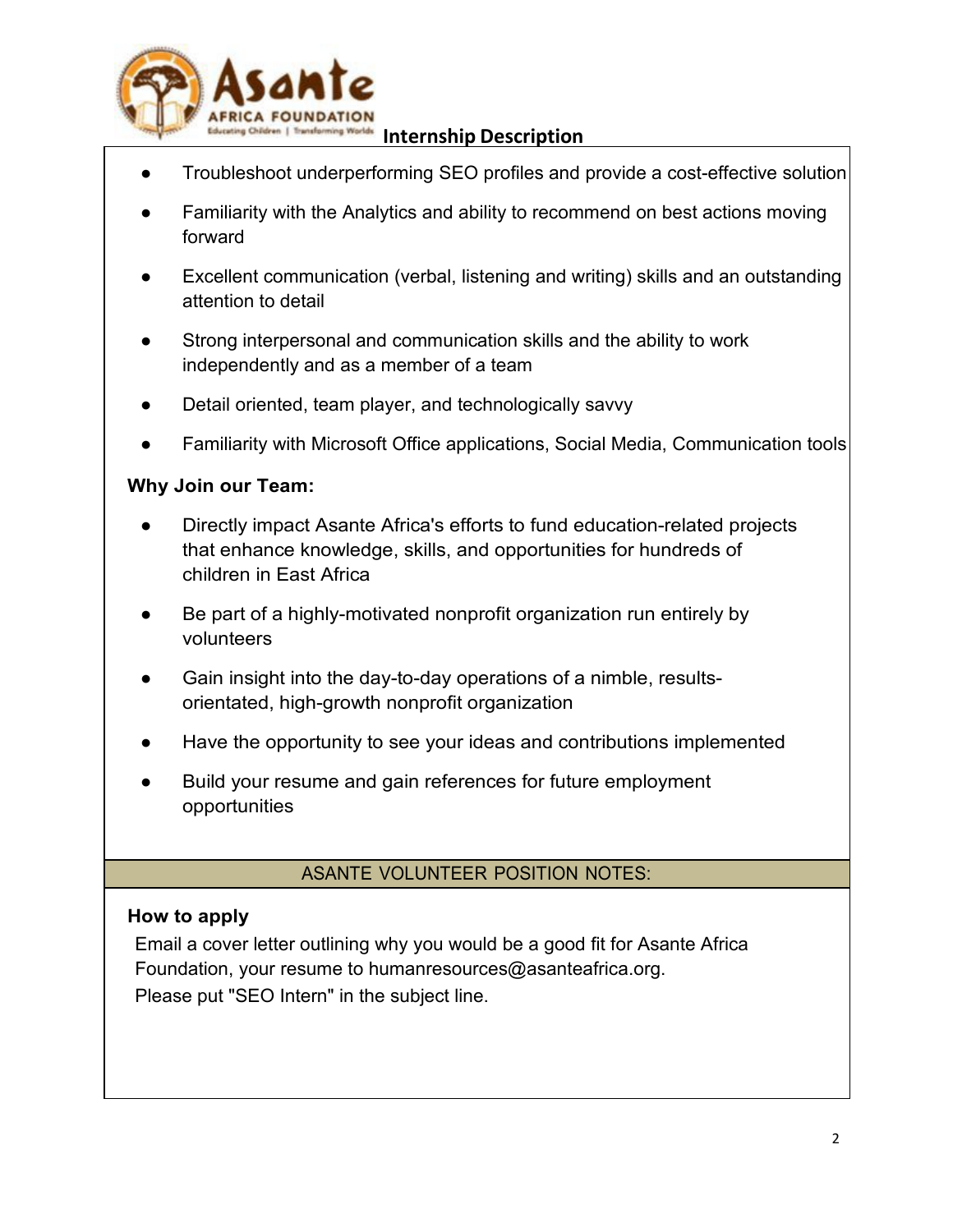- Troubleshoot underperforming SEO profiles and provide a cost-effective solution
- Familiarity with the Analytics and ability to recommend on best actions moving forward
- Excellent communication (verbal, listening and writing) skills and an outstanding attention to detail
- Strong interpersonal and communication skills and the ability to work independently and as a member of a team
- Detail oriented, team player, and technologically savvy
- Familiarity with Microsoft Office applications, Social Media, Communication tools

**Why Join our Team:**

- Directly impact Asante Africa's efforts to fund education-related projects that enhance knowledge, skills, and opportunities for hundreds of children in East Africa
- Be part of a highly-motivated nonprofit organization run entirely by volunteers
- Gain insight into the day-to-day operations of a nimble, results-orientated, high-growth nonprofit organization
- Have the opportunity to see your ideas and contributions implemented
- Build your resume and gain references for future employment opportunities

## ASANTE VOLUNTEER POSITION NOTES:

**How to apply**

Email a cover letter outlining why you would be a good fit for Asante Africa Foundation, your resume to humanresources@asanteafrica.org.
Please put "SEO Intern" in the subject line.